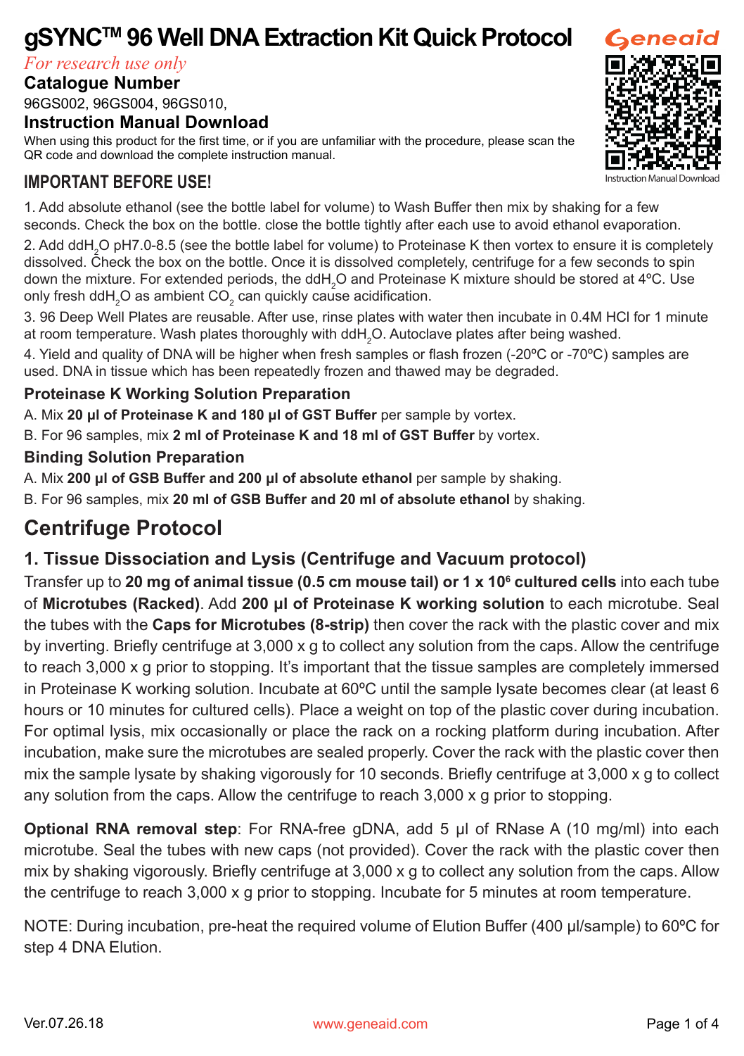# gSYNC$^{TM}$ 96 Well DNA Extraction Kit Quick Protocol

*For research use only*

**Catalogue Number**

96GS002, 96GS004, 96GS010,

**Instruction Manual Download**

When using this product for the first time, or if you are unfamiliar with the procedure, please scan the QR code and download the complete instruction manual.

Geneaid

Instruction Manual Download

## IMPORTANT BEFORE USE!

1. Add absolute ethanol (see the bottle label for volume) to Wash Buffer then mix by shaking for a few seconds. Check the box on the bottle. close the bottle tightly after each use to avoid ethanol evaporation.
2. Add dd$H_2O$ pH7.0-8.5 (see the bottle label for volume) to Proteinase K then vortex to ensure it is completely dissolved. Check the box on the bottle. Once it is dissolved completely, centrifuge for a few seconds to spin down the mixture. For extended periods, the dd$H_2O$ and Proteinase K mixture should be stored at 4ºC. Use only fresh dd$H_2O$ as ambient $CO_2$ can quickly cause acidification.
3. 96 Deep Well Plates are reusable. After use, rinse plates with water then incubate in 0.4M HCl for 1 minute at room temperature. Wash plates thoroughly with dd$H_2O$. Autoclave plates after being washed.
4. Yield and quality of DNA will be higher when fresh samples or flash frozen (-20ºC or -70ºC) samples are used. DNA in tissue which has been repeatedly frozen and thawed may be degraded.

### Proteinase K Working Solution Preparation

A. Mix **20 µl of Proteinase K and 180 µl of GST Buffer** per sample by vortex.

B. For 96 samples, mix **2 ml of Proteinase K and 18 ml of GST Buffer** by vortex.

### Binding Solution Preparation

A. Mix **200 µl of GSB Buffer and 200 µl of absolute ethanol** per sample by shaking.

B. For 96 samples, mix **20 ml of GSB Buffer and 20 ml of absolute ethanol** by shaking.

## Centrifuge Protocol

### 1. Tissue Dissociation and Lysis (Centrifuge and Vacuum protocol)

Transfer up to **20 mg of animal tissue (0.5 cm mouse tail) or 1 x $10^6$ cultured cells** into each tube of **Microtubes (Racked)**. Add **200 µl of Proteinase K working solution** to each microtube. Seal the tubes with the **Caps for Microtubes (8-strip)** then cover the rack with the plastic cover and mix by inverting. Briefly centrifuge at 3,000 x g to collect any solution from the caps. Allow the centrifuge to reach 3,000 x g prior to stopping. It's important that the tissue samples are completely immersed in Proteinase K working solution. Incubate at 60ºC until the sample lysate becomes clear (at least 6 hours or 10 minutes for cultured cells). Place a weight on top of the plastic cover during incubation. For optimal lysis, mix occasionally or place the rack on a rocking platform during incubation. After incubation, make sure the microtubes are sealed properly. Cover the rack with the plastic cover then mix the sample lysate by shaking vigorously for 10 seconds. Briefly centrifuge at 3,000 x g to collect any solution from the caps. Allow the centrifuge to reach 3,000 x g prior to stopping.

**Optional RNA removal step**: For RNA-free gDNA, add 5 µl of RNase A (10 mg/ml) into each microtube. Seal the tubes with new caps (not provided). Cover the rack with the plastic cover then mix by shaking vigorously. Briefly centrifuge at 3,000 x g to collect any solution from the caps. Allow the centrifuge to reach 3,000 x g prior to stopping. Incubate for 5 minutes at room temperature.

NOTE: During incubation, pre-heat the required volume of Elution Buffer (400 µl/sample) to 60ºC for step 4 DNA Elution.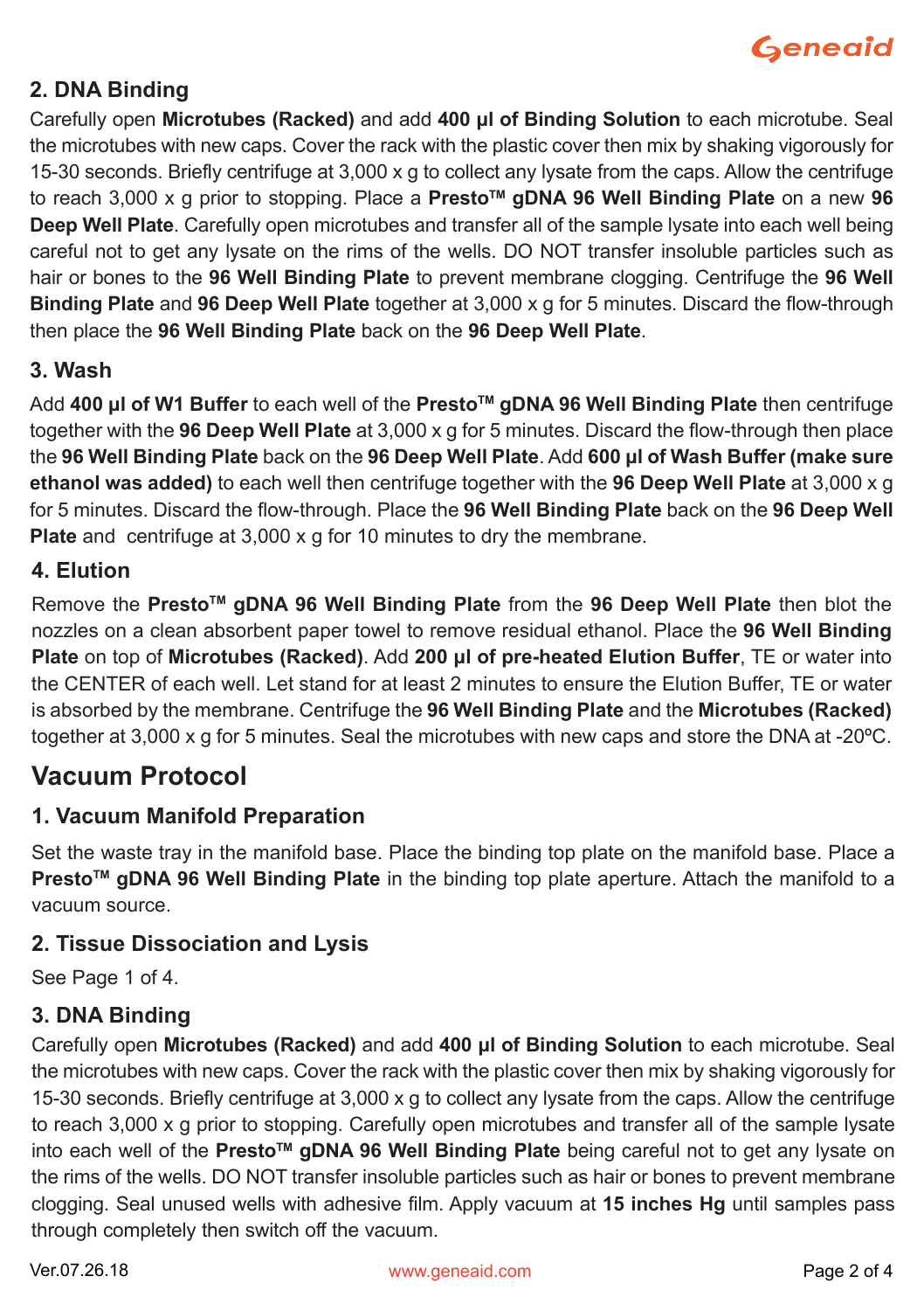## 2. DNA Binding

Carefully open **Microtubes (Racked)** and add **400 µl of Binding Solution** to each microtube. Seal the microtubes with new caps. Cover the rack with the plastic cover then mix by shaking vigorously for 15-30 seconds. Briefly centrifuge at 3,000 x g to collect any lysate from the caps. Allow the centrifuge to reach 3,000 x g prior to stopping. Place a **Presto™ gDNA 96 Well Binding Plate** on a new **96 Deep Well Plate**. Carefully open microtubes and transfer all of the sample lysate into each well being careful not to get any lysate on the rims of the wells. DO NOT transfer insoluble particles such as hair or bones to the **96 Well Binding Plate** to prevent membrane clogging. Centrifuge the **96 Well Binding Plate** and **96 Deep Well Plate** together at 3,000 x g for 5 minutes. Discard the flow-through then place the **96 Well Binding Plate** back on the **96 Deep Well Plate**.

## 3. Wash

Add **400 µl of W1 Buffer** to each well of the **Presto™ gDNA 96 Well Binding Plate** then centrifuge together with the **96 Deep Well Plate** at 3,000 x g for 5 minutes. Discard the flow-through then place the **96 Well Binding Plate** back on the **96 Deep Well Plate**. Add **600 µl of Wash Buffer (make sure ethanol was added)** to each well then centrifuge together with the **96 Deep Well Plate** at 3,000 x g for 5 minutes. Discard the flow-through. Place the **96 Well Binding Plate** back on the **96 Deep Well Plate** and centrifuge at 3,000 x g for 10 minutes to dry the membrane.

## 4. Elution

Remove the **Presto™ gDNA 96 Well Binding Plate** from the **96 Deep Well Plate** then blot the nozzles on a clean absorbent paper towel to remove residual ethanol. Place the **96 Well Binding Plate** on top of **Microtubes (Racked)**. Add **200 µl of pre-heated Elution Buffer**, TE or water into the CENTER of each well. Let stand for at least 2 minutes to ensure the Elution Buffer, TE or water is absorbed by the membrane. Centrifuge the **96 Well Binding Plate** and the **Microtubes (Racked)** together at 3,000 x g for 5 minutes. Seal the microtubes with new caps and store the DNA at -20ºC.

# Vacuum Protocol

## 1. Vacuum Manifold Preparation

Set the waste tray in the manifold base. Place the binding top plate on the manifold base. Place a **Presto™ gDNA 96 Well Binding Plate** in the binding top plate aperture. Attach the manifold to a vacuum source.

## 2. Tissue Dissociation and Lysis

See Page 1 of 4.

## 3. DNA Binding

Carefully open **Microtubes (Racked)** and add **400 µl of Binding Solution** to each microtube. Seal the microtubes with new caps. Cover the rack with the plastic cover then mix by shaking vigorously for 15-30 seconds. Briefly centrifuge at 3,000 x g to collect any lysate from the caps. Allow the centrifuge to reach 3,000 x g prior to stopping. Carefully open microtubes and transfer all of the sample lysate into each well of the **Presto™ gDNA 96 Well Binding Plate** being careful not to get any lysate on the rims of the wells. DO NOT transfer insoluble particles such as hair or bones to prevent membrane clogging. Seal unused wells with adhesive film. Apply vacuum at **15 inches Hg** until samples pass through completely then switch off the vacuum.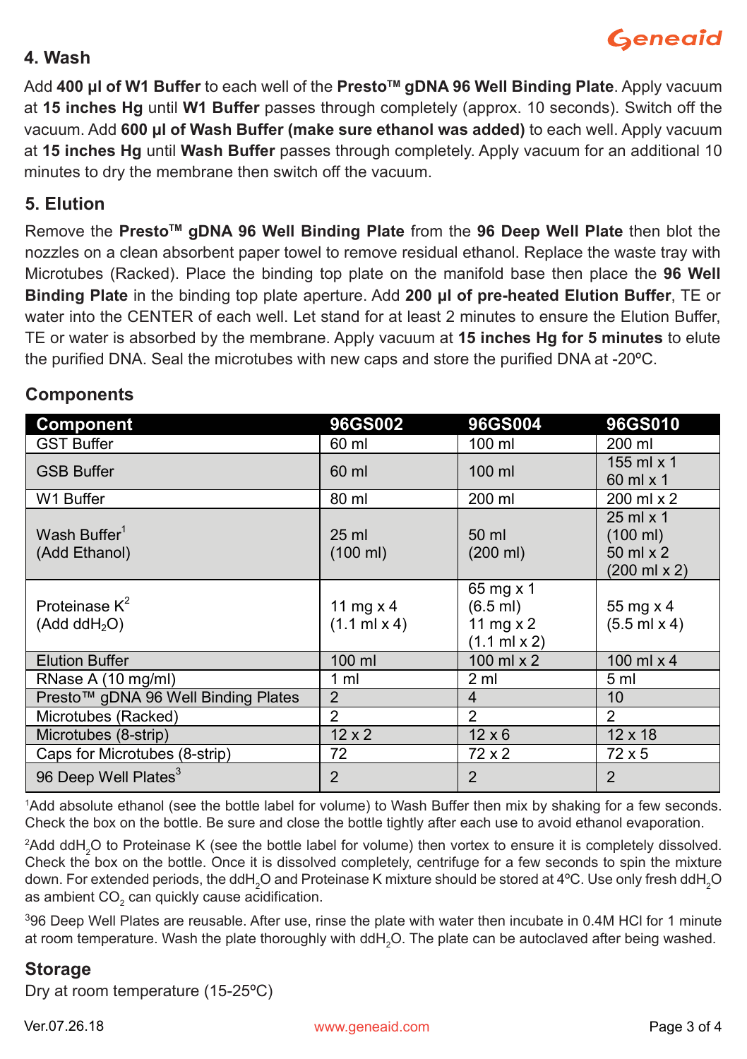## 4. Wash

Add **400 µl of W1 Buffer** to each well of the **Presto™ gDNA 96 Well Binding Plate**. Apply vacuum at **15 inches Hg** until **W1 Buffer** passes through completely (approx. 10 seconds). Switch off the vacuum. Add **600 µl of Wash Buffer (make sure ethanol was added)** to each well. Apply vacuum at **15 inches Hg** until **Wash Buffer** passes through completely. Apply vacuum for an additional 10 minutes to dry the membrane then switch off the vacuum.

## 5. Elution

Remove the **Presto™ gDNA 96 Well Binding Plate** from the **96 Deep Well Plate** then blot the nozzles on a clean absorbent paper towel to remove residual ethanol. Replace the waste tray with Microtubes (Racked). Place the binding top plate on the manifold base then place the **96 Well Binding Plate** in the binding top plate aperture. Add **200 µl of pre-heated Elution Buffer**, TE or water into the CENTER of each well. Let stand for at least 2 minutes to ensure the Elution Buffer, TE or water is absorbed by the membrane. Apply vacuum at **15 inches Hg for 5 minutes** to elute the purified DNA. Seal the microtubes with new caps and store the purified DNA at -20ºC.

## Components

| Component | 96GS002 | 96GS004 | 96GS010 |
|---|---|---|---|
| GST Buffer | 60 ml | 100 ml | 200 ml |
| GSB Buffer | 60 ml | 100 ml | 155 ml x 1<br>60 ml x 1 |
| W1 Buffer | 80 ml | 200 ml | 200 ml x 2 |
| Wash Buffer[1]<br>(Add Ethanol) | 25 ml<br>(100 ml) | 50 ml<br>(200 ml) | 25 ml x 1<br>(100 ml)<br>50 ml x 2<br>(200 ml x 2) |
| Proteinase K[2]<br>(Add $ddH_2O$) | 11 mg x 4<br>(1.1 ml x 4) | 65 mg x 1<br>(6.5 ml)<br>11 mg x 2<br>(1.1 ml x 2) | 55 mg x 4<br>(5.5 ml x 4) |
| Elution Buffer | 100 ml | 100 ml x 2 | 100 ml x 4 |
| RNase A (10 mg/ml) | 1 ml | 2 ml | 5 ml |
| Presto™ gDNA 96 Well Binding Plates | 2 | 4 | 10 |
| Microtubes (Racked) | 2 | 2 | 2 |
| Microtubes (8-strip) | 12 x 2 | 12 x 6 | 12 x 18 |
| Caps for Microtubes (8-strip) | 72 | 72 x 2 | 72 x 5 |
| 96 Deep Well Plates[3] | 2 | 2 | 2 |

[1]Add absolute ethanol (see the bottle label for volume) to Wash Buffer then mix by shaking for a few seconds. Check the box on the bottle. Be sure and close the bottle tightly after each use to avoid ethanol evaporation.

[2]Add $ddH_2O$ to Proteinase K (see the bottle label for volume) then vortex to ensure it is completely dissolved. Check the box on the bottle. Once it is dissolved completely, centrifuge for a few seconds to spin the mixture down. For extended periods, the $ddH_2O$ and Proteinase K mixture should be stored at 4ºC. Use only fresh $ddH_2O$ as ambient $CO_2$ can quickly cause acidification.

[3]96 Deep Well Plates are reusable. After use, rinse the plate with water then incubate in 0.4M HCl for 1 minute at room temperature. Wash the plate thoroughly with $ddH_2O$. The plate can be autoclaved after being washed.

## Storage

Dry at room temperature (15-25ºC)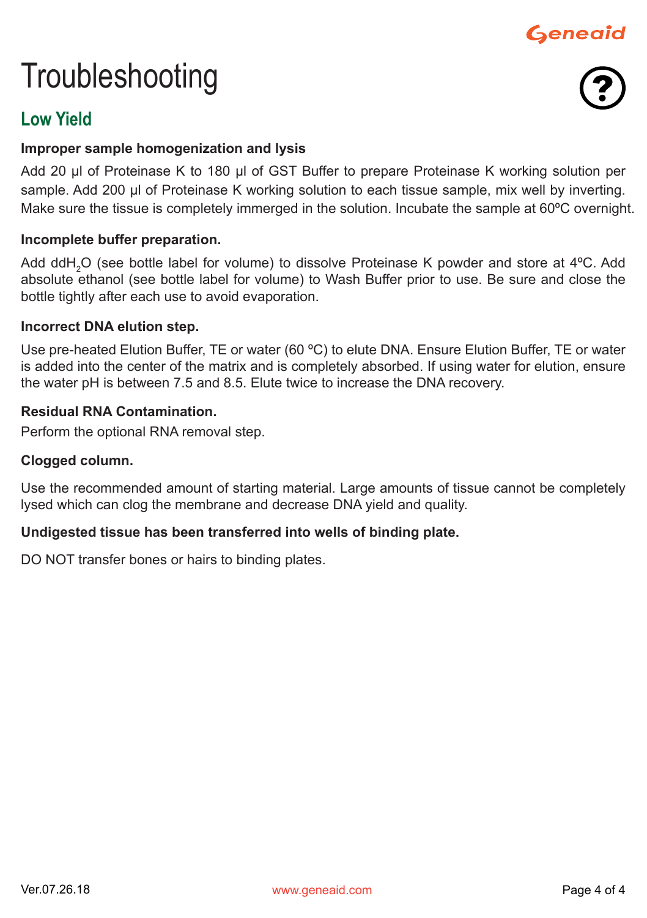# Troubleshooting

## Low Yield

**Improper sample homogenization and lysis**

Add 20 μl of Proteinase K to 180 μl of GST Buffer to prepare Proteinase K working solution per sample. Add 200 μl of Proteinase K working solution to each tissue sample, mix well by inverting. Make sure the tissue is completely immerged in the solution. Incubate the sample at 60ºC overnight.

**Incomplete buffer preparation.**

Add $ddH_2O$ (see bottle label for volume) to dissolve Proteinase K powder and store at 4ºC. Add absolute ethanol (see bottle label for volume) to Wash Buffer prior to use. Be sure and close the bottle tightly after each use to avoid evaporation.

**Incorrect DNA elution step.**

Use pre-heated Elution Buffer, TE or water (60 ºC) to elute DNA. Ensure Elution Buffer, TE or water is added into the center of the matrix and is completely absorbed. If using water for elution, ensure the water pH is between 7.5 and 8.5. Elute twice to increase the DNA recovery.

**Residual RNA Contamination.**

Perform the optional RNA removal step.

**Clogged column.**

Use the recommended amount of starting material. Large amounts of tissue cannot be completely lysed which can clog the membrane and decrease DNA yield and quality.

**Undigested tissue has been transferred into wells of binding plate.**

DO NOT transfer bones or hairs to binding plates.